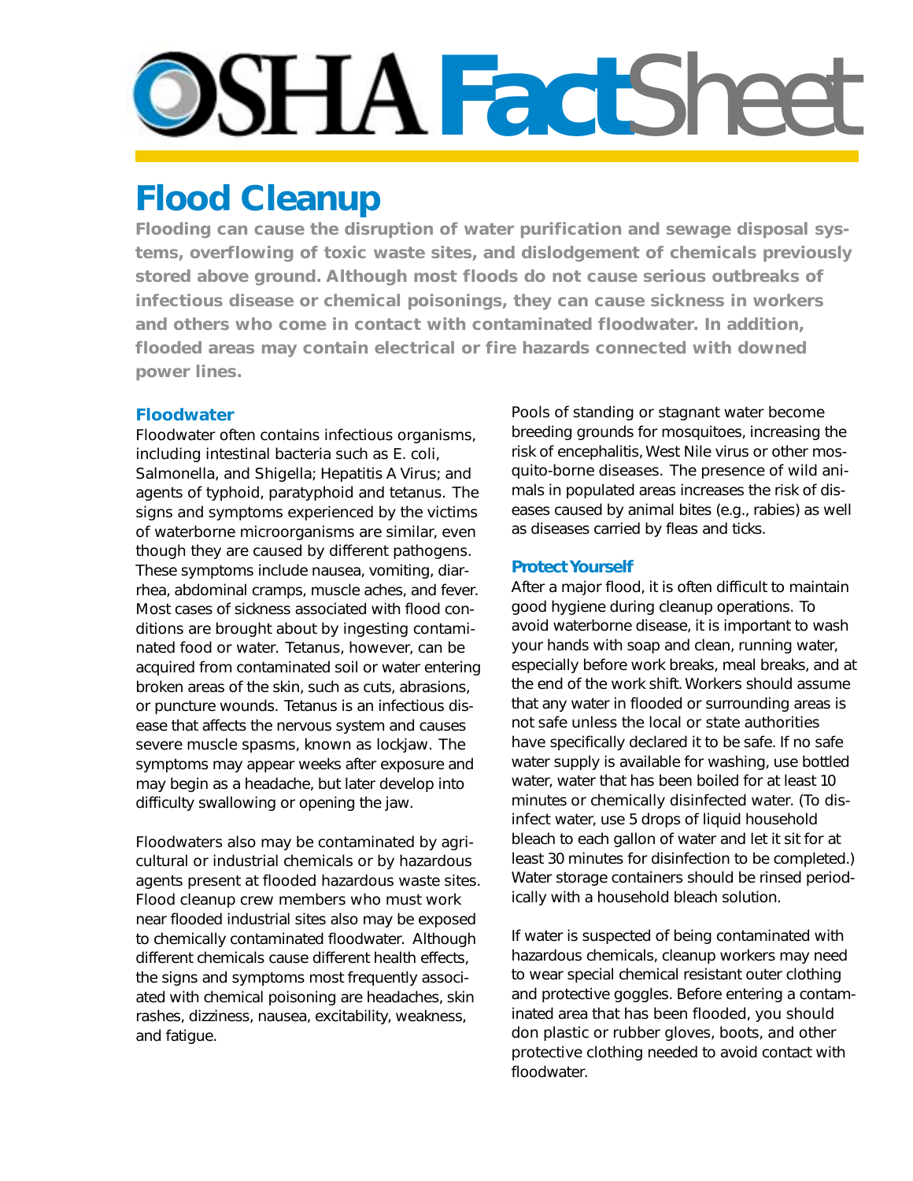# OSHA FactSheet

## Flood Cleanup

**Flooding can cause the disruption of water purification and sewage disposal systems, overflowing of toxic waste sites, and dislodgement of chemicals previously stored above ground. Although most floods do not cause serious outbreaks of infectious disease or chemical poisonings, they can cause sickness in workers and others who come in contact with contaminated floodwater. In addition, flooded areas may contain electrical or fire hazards connected with downed power lines.**

### Floodwater

Floodwater often contains infectious organisms, including intestinal bacteria such as E. coli, Salmonella, and Shigella; Hepatitis A Virus; and agents of typhoid, paratyphoid and tetanus. The signs and symptoms experienced by the victims of waterborne microorganisms are similar, even though they are caused by different pathogens. These symptoms include nausea, vomiting, diarrhea, abdominal cramps, muscle aches, and fever. Most cases of sickness associated with flood conditions are brought about by ingesting contaminated food or water. Tetanus, however, can be acquired from contaminated soil or water entering broken areas of the skin, such as cuts, abrasions, or puncture wounds. Tetanus is an infectious disease that affects the nervous system and causes severe muscle spasms, known as lockjaw. The symptoms may appear weeks after exposure and may begin as a headache, but later develop into difficulty swallowing or opening the jaw.

Floodwaters also may be contaminated by agricultural or industrial chemicals or by hazardous agents present at flooded hazardous waste sites. Flood cleanup crew members who must work near flooded industrial sites also may be exposed to chemically contaminated floodwater. Although different chemicals cause different health effects, the signs and symptoms most frequently associated with chemical poisoning are headaches, skin rashes, dizziness, nausea, excitability, weakness, and fatigue.

Pools of standing or stagnant water become breeding grounds for mosquitoes, increasing the risk of encephalitis, West Nile virus or other mosquito-borne diseases. The presence of wild animals in populated areas increases the risk of diseases caused by animal bites (e.g., rabies) as well as diseases carried by fleas and ticks.

### Protect Yourself

After a major flood, it is often difficult to maintain good hygiene during cleanup operations. To avoid waterborne disease, it is important to wash your hands with soap and clean, running water, especially before work breaks, meal breaks, and at the end of the work shift. Workers should assume that any water in flooded or surrounding areas is not safe unless the local or state authorities have specifically declared it to be safe. If no safe water supply is available for washing, use bottled water, water that has been boiled for at least 10 minutes or chemically disinfected water. (To disinfect water, use 5 drops of liquid household bleach to each gallon of water and let it sit for at least 30 minutes for disinfection to be completed.) Water storage containers should be rinsed periodically with a household bleach solution.

If water is suspected of being contaminated with hazardous chemicals, cleanup workers may need to wear special chemical resistant outer clothing and protective goggles. Before entering a contaminated area that has been flooded, you should don plastic or rubber gloves, boots, and other protective clothing needed to avoid contact with floodwater.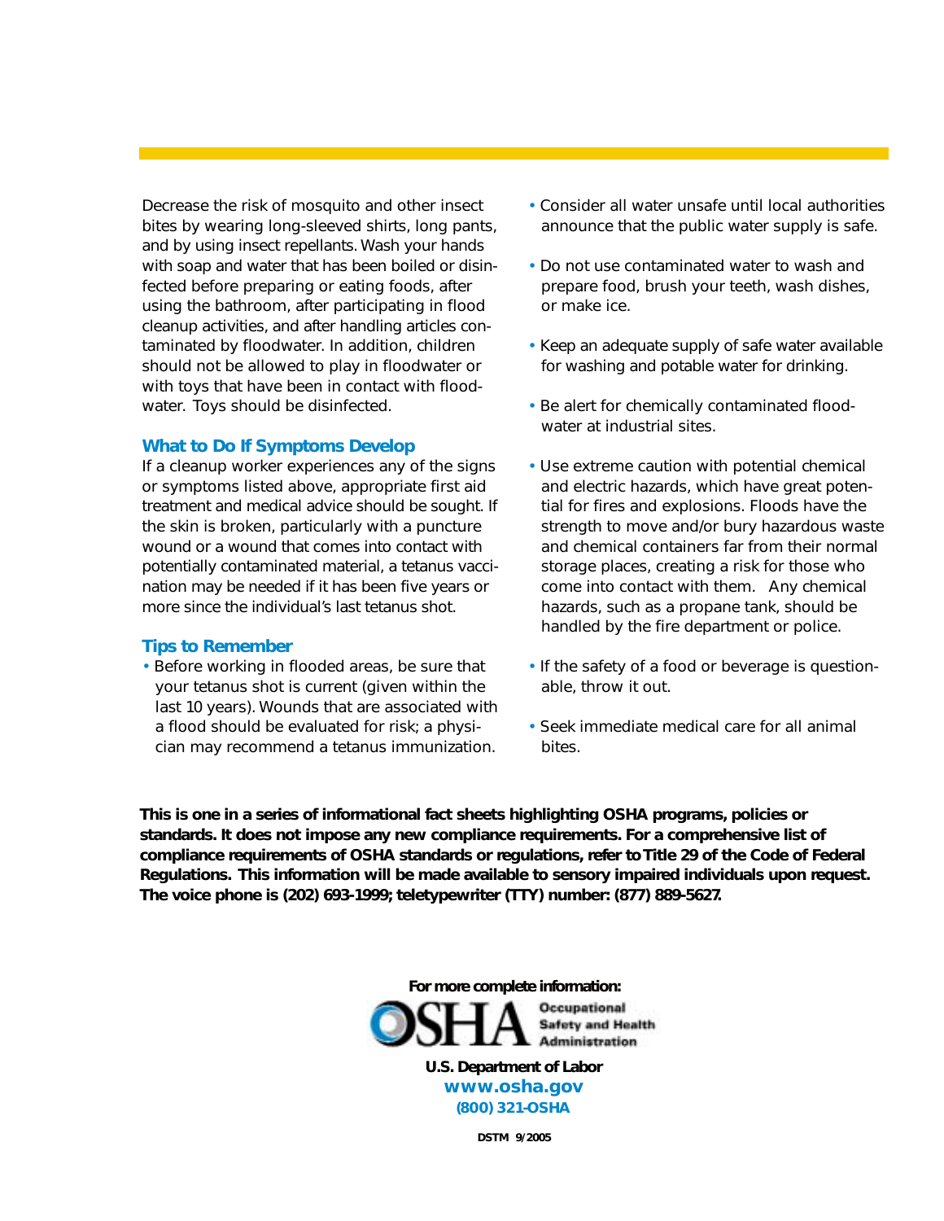Decrease the risk of mosquito and other insect bites by wearing long-sleeved shirts, long pants, and by using insect repellants. Wash your hands with soap and water that has been boiled or disinfected before preparing or eating foods, after using the bathroom, after participating in flood cleanup activities, and after handling articles contaminated by floodwater. In addition, children should not be allowed to play in floodwater or with toys that have been in contact with floodwater. Toys should be disinfected.

### What to Do If Symptoms Develop

If a cleanup worker experiences any of the signs or symptoms listed above, appropriate first aid treatment and medical advice should be sought. If the skin is broken, particularly with a puncture wound or a wound that comes into contact with potentially contaminated material, a tetanus vaccination may be needed if it has been five years or more since the individual's last tetanus shot.

### Tips to Remember

- Before working in flooded areas, be sure that your tetanus shot is current (given within the last 10 years). Wounds that are associated with a flood should be evaluated for risk; a physician may recommend a tetanus immunization.
- Consider all water unsafe until local authorities announce that the public water supply is safe.
- Do not use contaminated water to wash and prepare food, brush your teeth, wash dishes, or make ice.
- Keep an adequate supply of safe water available for washing and potable water for drinking.
- Be alert for chemically contaminated floodwater at industrial sites.
- Use extreme caution with potential chemical and electric hazards, which have great potential for fires and explosions. Floods have the strength to move and/or bury hazardous waste and chemical containers far from their normal storage places, creating a risk for those who come into contact with them. Any chemical hazards, such as a propane tank, should be handled by the fire department or police.
- If the safety of a food or beverage is questionable, throw it out.
- Seek immediate medical care for all animal bites.

**This is one in a series of informational fact sheets highlighting OSHA programs, policies or standards. It does not impose any new compliance requirements. For a comprehensive list of compliance requirements of OSHA standards or regulations, refer to Title 29 of the Code of Federal Regulations. This information will be made available to sensory impaired individuals upon request. The voice phone is (202) 693-1999; teletypewriter (TTY) number: (877) 889-5627.**

**For more complete information:**

OSHA Occupational Safety and Health Administration

**U.S. Department of Labor**

**www.osha.gov**

**(800) 321-OSHA**

**DSTM 9/2005**